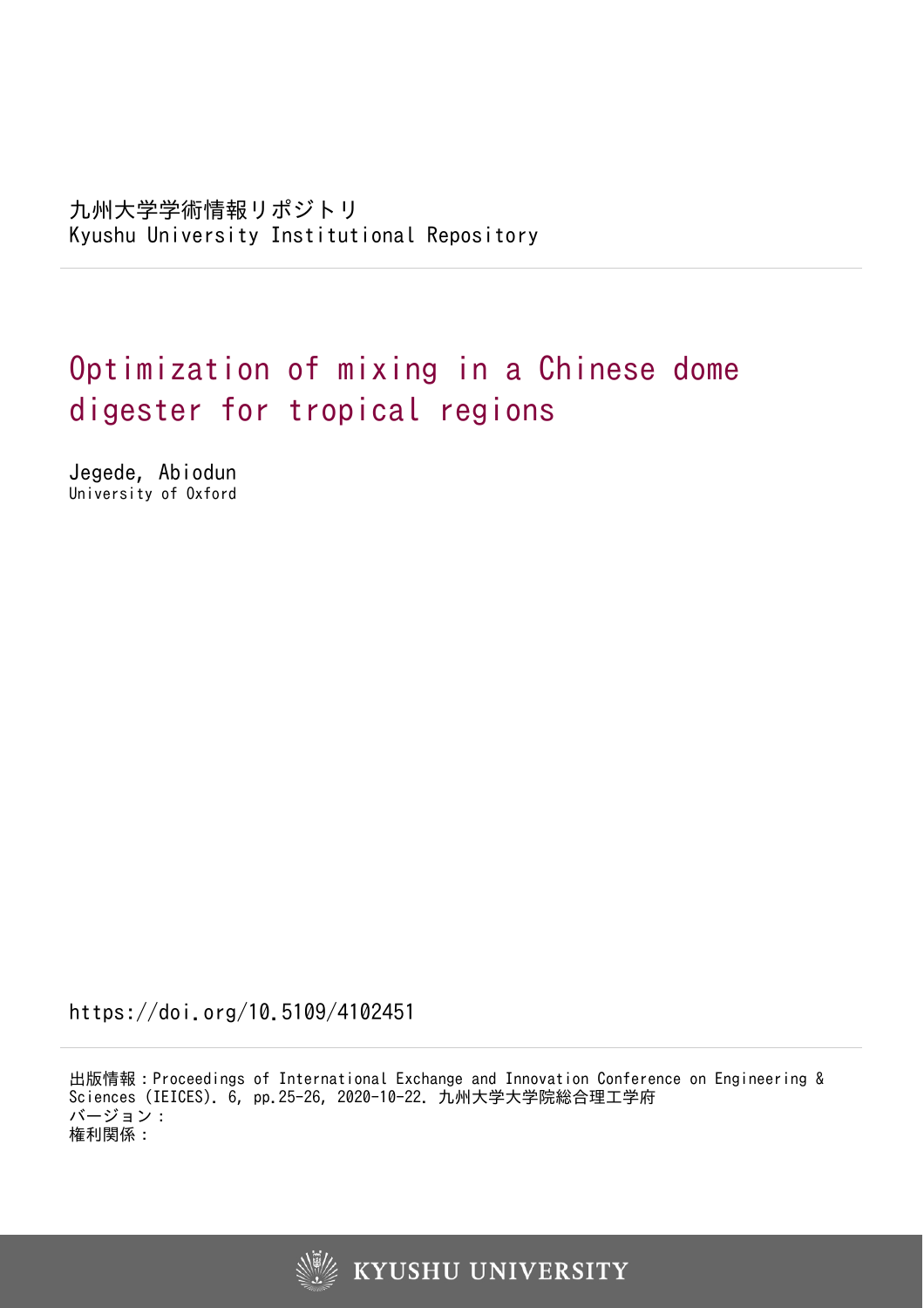九州大学学術情報リポジトリ
Kyushu University Institutional Repository

# Optimization of mixing in a Chinese dome digester for tropical regions

Jegede, Abiodun
University of Oxford

https://doi.org/10.5109/4102451

出版情報：Proceedings of International Exchange and Innovation Conference on Engineering & Sciences (IEICES). 6, pp.25-26, 2020-10-22. 九州大学大学院総合理工学府
バージョン：
権利関係：

KYUSHU UNIVERSITY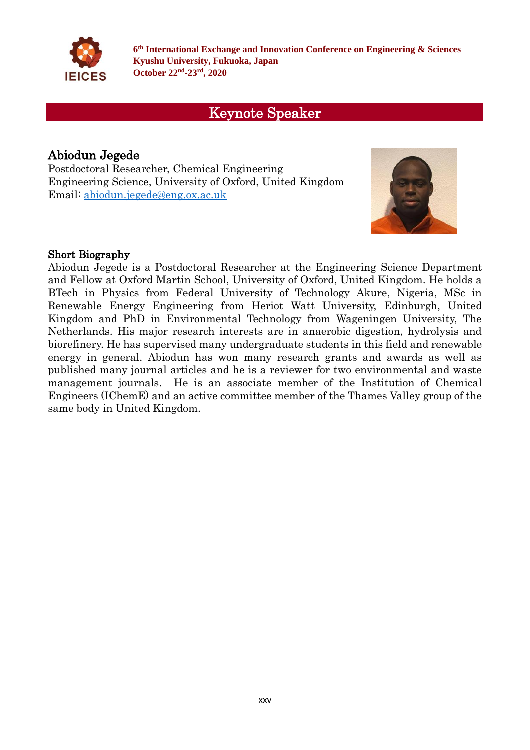## Keynote Speaker

### Abiodun Jegede

Postdoctoral Researcher, Chemical Engineering
Engineering Science, University of Oxford, United Kingdom
Email: abiodun.jegede@eng.ox.ac.uk

### Short Biography

Abiodun Jegede is a Postdoctoral Researcher at the Engineering Science Department and Fellow at Oxford Martin School, University of Oxford, United Kingdom. He holds a BTech in Physics from Federal University of Technology Akure, Nigeria, MSc in Renewable Energy Engineering from Heriot Watt University, Edinburgh, United Kingdom and PhD in Environmental Technology from Wageningen University, The Netherlands. His major research interests are in anaerobic digestion, hydrolysis and biorefinery. He has supervised many undergraduate students in this field and renewable energy in general. Abiodun has won many research grants and awards as well as published many journal articles and he is a reviewer for two environmental and waste management journals. He is an associate member of the Institution of Chemical Engineers (IChemE) and an active committee member of the Thames Valley group of the same body in United Kingdom.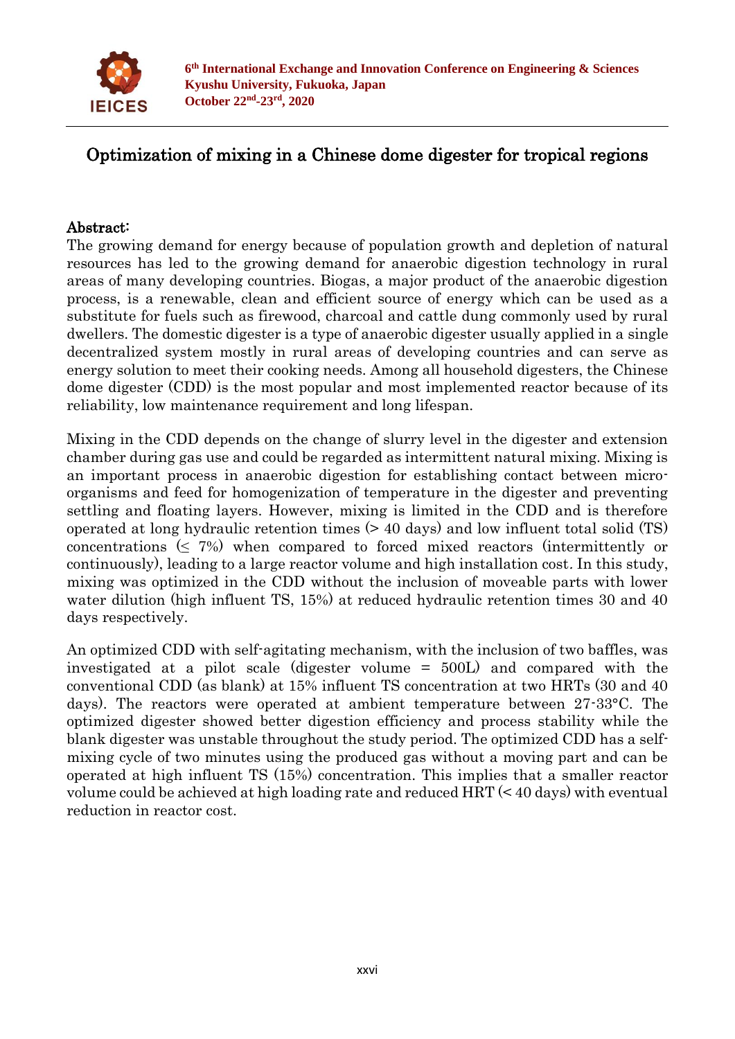# Optimization of mixing in a Chinese dome digester for tropical regions

## Abstract:

The growing demand for energy because of population growth and depletion of natural resources has led to the growing demand for anaerobic digestion technology in rural areas of many developing countries. Biogas, a major product of the anaerobic digestion process, is a renewable, clean and efficient source of energy which can be used as a substitute for fuels such as firewood, charcoal and cattle dung commonly used by rural dwellers. The domestic digester is a type of anaerobic digester usually applied in a single decentralized system mostly in rural areas of developing countries and can serve as energy solution to meet their cooking needs. Among all household digesters, the Chinese dome digester (CDD) is the most popular and most implemented reactor because of its reliability, low maintenance requirement and long lifespan.

Mixing in the CDD depends on the change of slurry level in the digester and extension chamber during gas use and could be regarded as intermittent natural mixing. Mixing is an important process in anaerobic digestion for establishing contact between micro-organisms and feed for homogenization of temperature in the digester and preventing settling and floating layers. However, mixing is limited in the CDD and is therefore operated at long hydraulic retention times (> 40 days) and low influent total solid (TS) concentrations (≤ 7%) when compared to forced mixed reactors (intermittently or continuously), leading to a large reactor volume and high installation cost. In this study, mixing was optimized in the CDD without the inclusion of moveable parts with lower water dilution (high influent TS, 15%) at reduced hydraulic retention times 30 and 40 days respectively.

An optimized CDD with self-agitating mechanism, with the inclusion of two baffles, was investigated at a pilot scale (digester volume = 500L) and compared with the conventional CDD (as blank) at 15% influent TS concentration at two HRTs (30 and 40 days). The reactors were operated at ambient temperature between 27-33°C. The optimized digester showed better digestion efficiency and process stability while the blank digester was unstable throughout the study period. The optimized CDD has a self-mixing cycle of two minutes using the produced gas without a moving part and can be operated at high influent TS (15%) concentration. This implies that a smaller reactor volume could be achieved at high loading rate and reduced HRT (< 40 days) with eventual reduction in reactor cost.